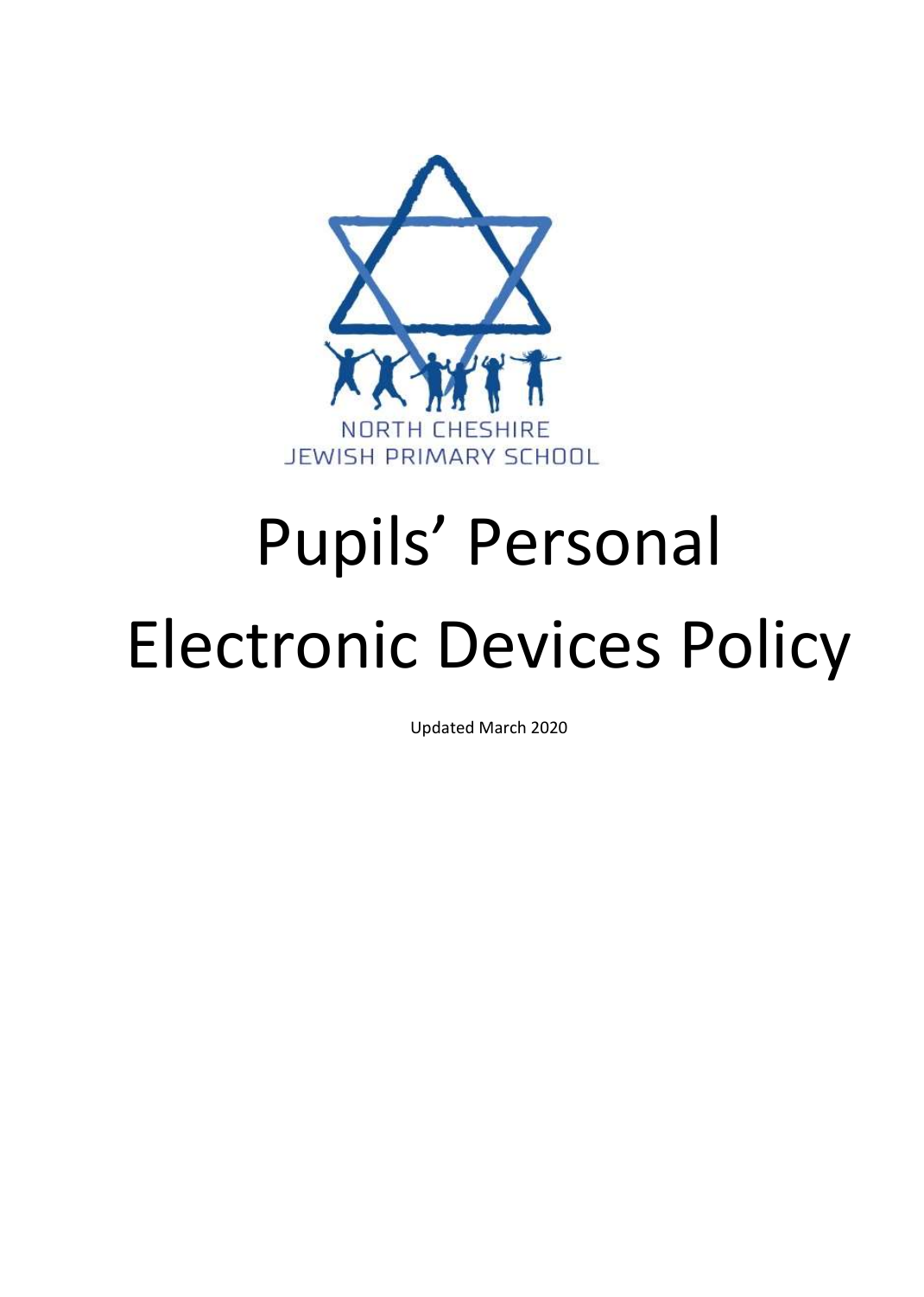NORTH CHESHIRE
JEWISH PRIMARY SCHOOL

# Pupils' Personal Electronic Devices Policy

Updated March 2020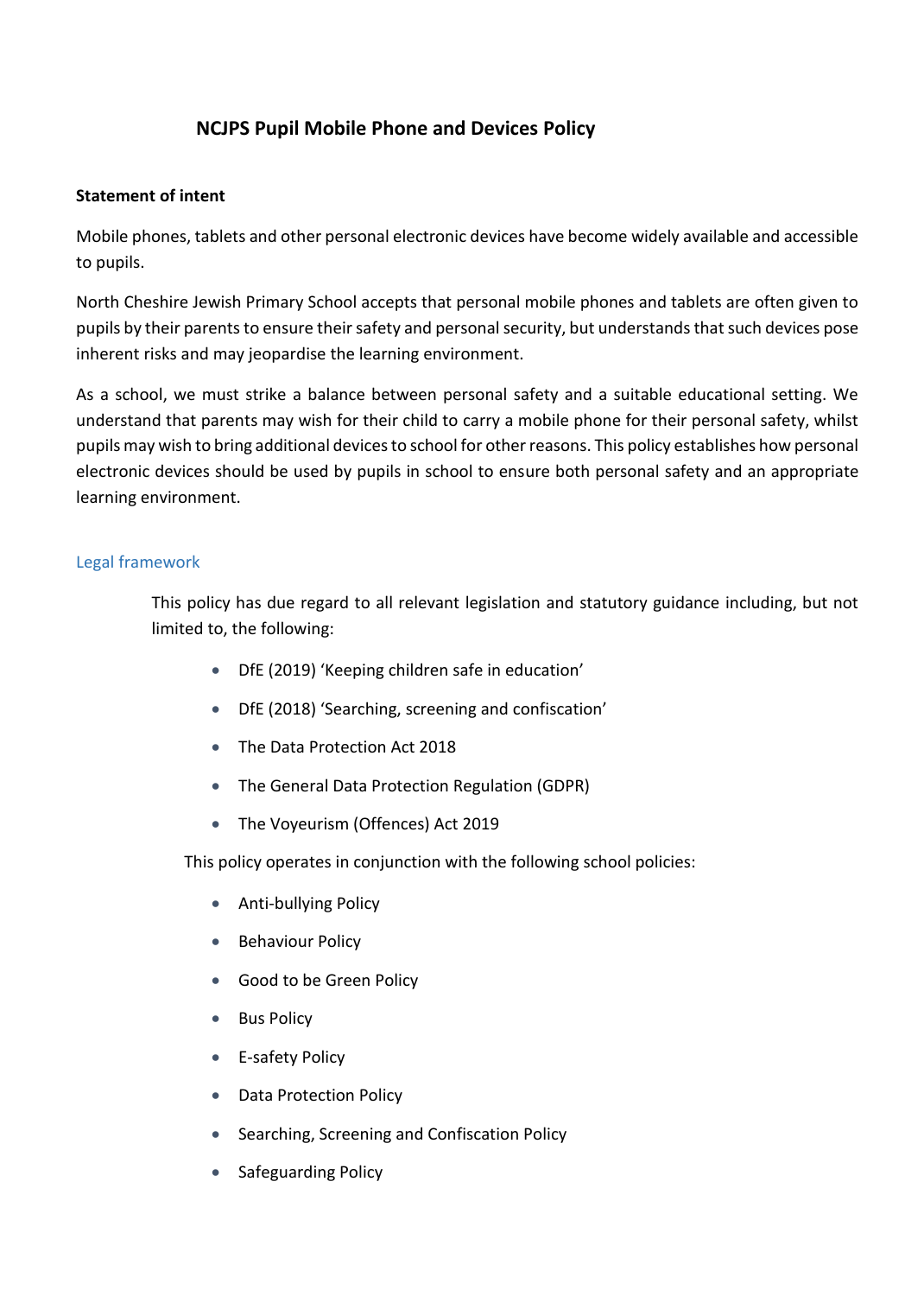# NCJPS Pupil Mobile Phone and Devices Policy

**Statement of intent**

Mobile phones, tablets and other personal electronic devices have become widely available and accessible to pupils.

North Cheshire Jewish Primary School accepts that personal mobile phones and tablets are often given to pupils by their parents to ensure their safety and personal security, but understands that such devices pose inherent risks and may jeopardise the learning environment.

As a school, we must strike a balance between personal safety and a suitable educational setting. We understand that parents may wish for their child to carry a mobile phone for their personal safety, whilst pupils may wish to bring additional devices to school for other reasons. This policy establishes how personal electronic devices should be used by pupils in school to ensure both personal safety and an appropriate learning environment.

## Legal framework

This policy has due regard to all relevant legislation and statutory guidance including, but not limited to, the following:

- DfE (2019) 'Keeping children safe in education'
- DfE (2018) 'Searching, screening and confiscation'
- The Data Protection Act 2018
- The General Data Protection Regulation (GDPR)
- The Voyeurism (Offences) Act 2019

This policy operates in conjunction with the following school policies:

- Anti-bullying Policy
- Behaviour Policy
- Good to be Green Policy
- Bus Policy
- E-safety Policy
- Data Protection Policy
- Searching, Screening and Confiscation Policy
- Safeguarding Policy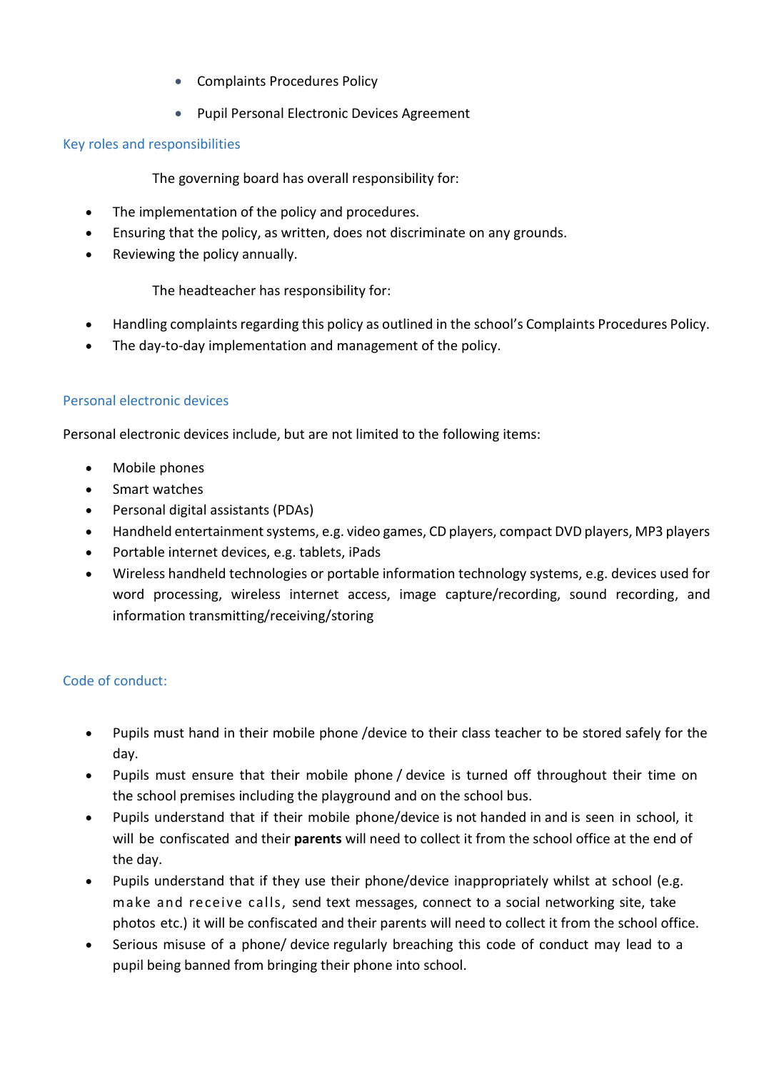- Complaints Procedures Policy
- Pupil Personal Electronic Devices Agreement

## Key roles and responsibilities

The governing board has overall responsibility for:

- The implementation of the policy and procedures.
- Ensuring that the policy, as written, does not discriminate on any grounds.
- Reviewing the policy annually.

The headteacher has responsibility for:

- Handling complaints regarding this policy as outlined in the school's Complaints Procedures Policy.
- The day-to-day implementation and management of the policy.

## Personal electronic devices

Personal electronic devices include, but are not limited to the following items:

- Mobile phones
- Smart watches
- Personal digital assistants (PDAs)
- Handheld entertainment systems, e.g. video games, CD players, compact DVD players, MP3 players
- Portable internet devices, e.g. tablets, iPads
- Wireless handheld technologies or portable information technology systems, e.g. devices used for word processing, wireless internet access, image capture/recording, sound recording, and information transmitting/receiving/storing

## Code of conduct:

- Pupils must hand in their mobile phone /device to their class teacher to be stored safely for the day.
- Pupils must ensure that their mobile phone / device is turned off throughout their time on the school premises including the playground and on the school bus.
- Pupils understand that if their mobile phone/device is not handed in and is seen in school, it will be confiscated and their **parents** will need to collect it from the school office at the end of the day.
- Pupils understand that if they use their phone/device inappropriately whilst at school (e.g. make and receive calls, send text messages, connect to a social networking site, take photos etc.) it will be confiscated and their parents will need to collect it from the school office.
- Serious misuse of a phone/ device regularly breaching this code of conduct may lead to a pupil being banned from bringing their phone into school.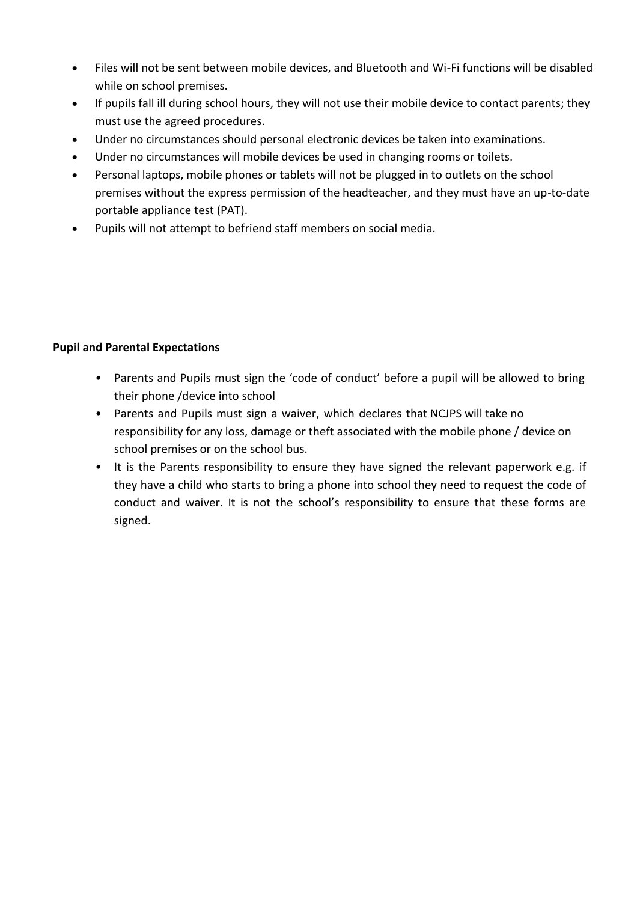- Files will not be sent between mobile devices, and Bluetooth and Wi-Fi functions will be disabled while on school premises.
- If pupils fall ill during school hours, they will not use their mobile device to contact parents; they must use the agreed procedures.
- Under no circumstances should personal electronic devices be taken into examinations.
- Under no circumstances will mobile devices be used in changing rooms or toilets.
- Personal laptops, mobile phones or tablets will not be plugged in to outlets on the school premises without the express permission of the headteacher, and they must have an up-to-date portable appliance test (PAT).
- Pupils will not attempt to befriend staff members on social media.

**Pupil and Parental Expectations**

- Parents and Pupils must sign the 'code of conduct' before a pupil will be allowed to bring their phone /device into school
- Parents and Pupils must sign a waiver, which declares that NCJPS will take no responsibility for any loss, damage or theft associated with the mobile phone / device on school premises or on the school bus.
- It is the Parents responsibility to ensure they have signed the relevant paperwork e.g. if they have a child who starts to bring a phone into school they need to request the code of conduct and waiver. It is not the school's responsibility to ensure that these forms are signed.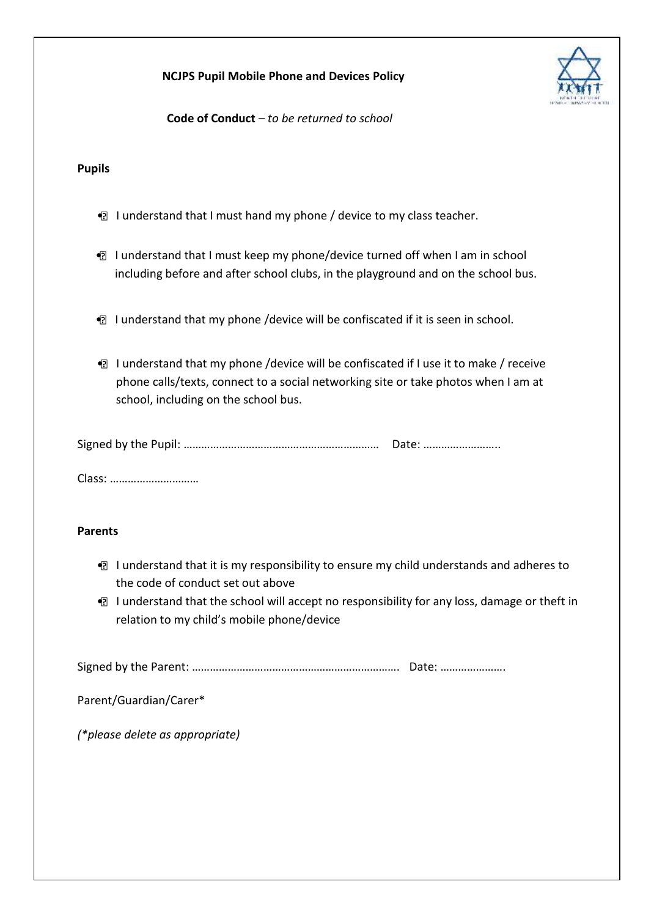**NCJPS Pupil Mobile Phone and Devices Policy**

**Code of Conduct** – *to be returned to school*

**Pupils**

- I understand that I must hand my phone / device to my class teacher.
- I understand that I must keep my phone/device turned off when I am in school including before and after school clubs, in the playground and on the school bus.
- I understand that my phone /device will be confiscated if it is seen in school.
- I understand that my phone /device will be confiscated if I use it to make / receive phone calls/texts, connect to a social networking site or take photos when I am at school, including on the school bus.

Signed by the Pupil: ………………………………………………………… Date: ……………………..

Class: …………………………

**Parents**

- I understand that it is my responsibility to ensure my child understands and adheres to the code of conduct set out above
- I understand that the school will accept no responsibility for any loss, damage or theft in relation to my child's mobile phone/device

Signed by the Parent: …………………………………………………………… Date: ………………….

Parent/Guardian/Carer*

*(\*please delete as appropriate)*